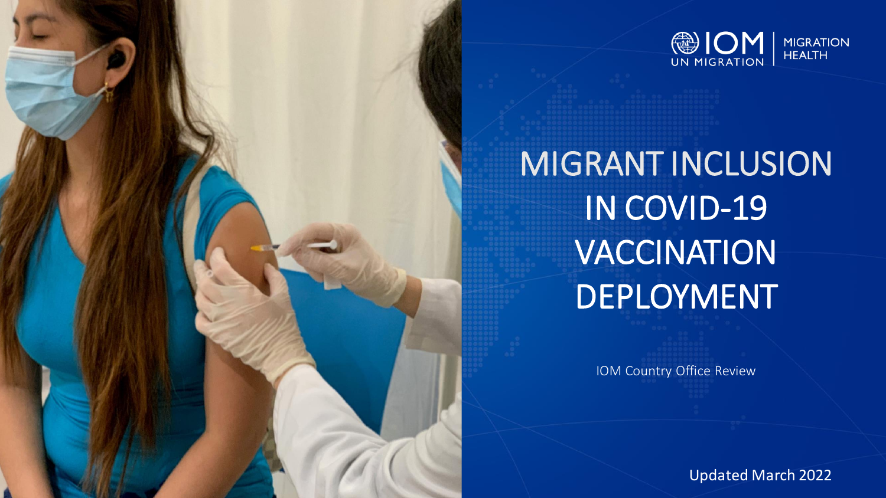IOM UN MIGRATION | MIGRATION HEALTH

# MIGRANT INCLUSION IN COVID-19 VACCINATION DEPLOYMENT

IOM Country Office Review

Updated March 2022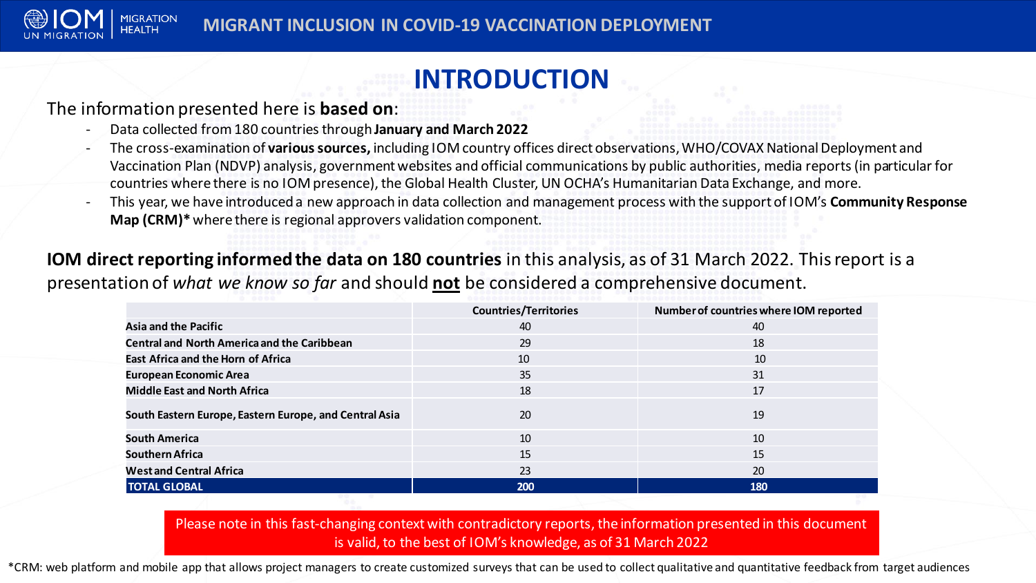# INTRODUCTION

The information presented here is **based on**:

- Data collected from 180 countries through **January and March 2022**
- The cross-examination of **various sources,** including IOM country offices direct observations, WHO/COVAX National Deployment and Vaccination Plan (NDVP) analysis, government websites and official communications by public authorities, media reports (in particular for countries where there is no IOM presence), the Global Health Cluster, UN OCHA's Humanitarian Data Exchange, and more.
- This year, we have introduced a new approach in data collection and management process with the support of IOM's **Community Response Map (CRM)*** where there is regional approvers validation component.

**IOM direct reporting informed the data on 180 countries** in this analysis, as of 31 March 2022. This report is a presentation of *what we know so far* and should **not** be considered a comprehensive document.

| | Countries/Territories | Number of countries where IOM reported |
|---|---|---|
| **Asia and the Pacific** | 40 | 40 |
| **Central and North America and the Caribbean** | 29 | 18 |
| **East Africa and the Horn of Africa** | 10 | 10 |
| **European Economic Area** | 35 | 31 |
| **Middle East and North Africa** | 18 | 17 |
| **South Eastern Europe, Eastern Europe, and Central Asia** | 20 | 19 |
| **South America** | 10 | 10 |
| **Southern Africa** | 15 | 15 |
| **West and Central Africa** | 23 | 20 |
| **TOTAL GLOBAL** | **200** | **180** |

Please note in this fast-changing context with contradictory reports, the information presented in this document is valid, to the best of IOM's knowledge, as of 31 March 2022

*CRM: web platform and mobile app that allows project managers to create customized surveys that can be used to collect qualitative and quantitative feedback from target audiences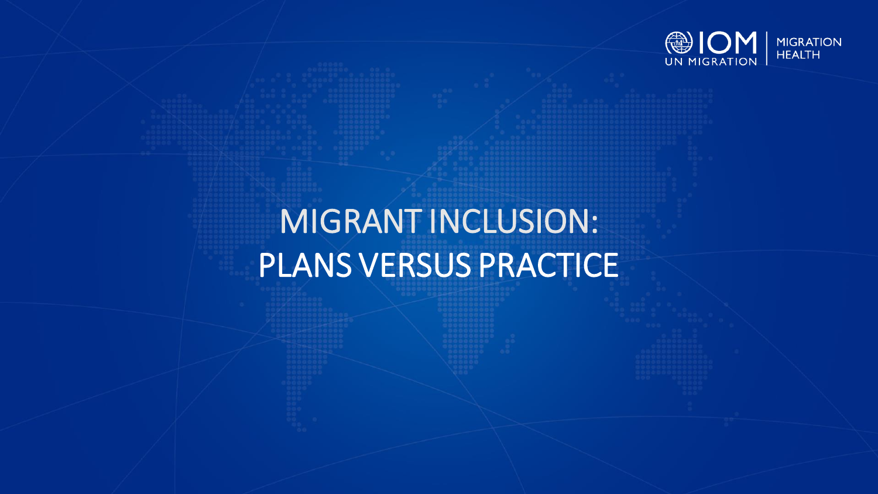# MIGRANT INCLUSION: PLANS VERSUS PRACTICE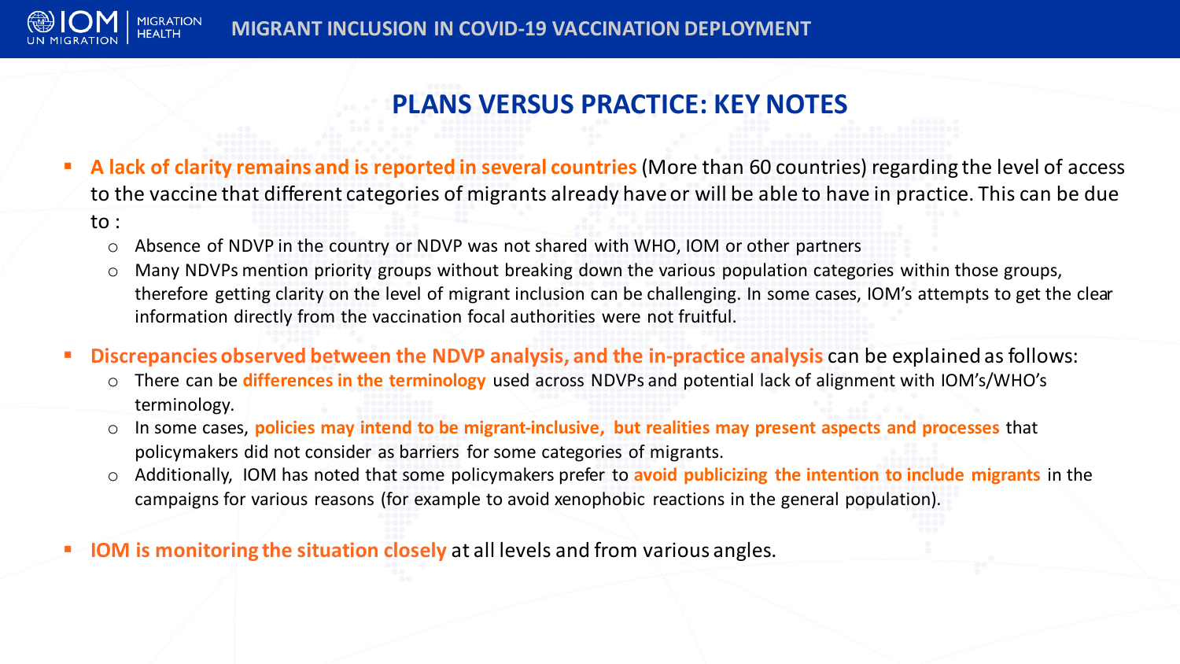## PLANS VERSUS PRACTICE: KEY NOTES

- **A lack of clarity remains and is reported in several countries** (More than 60 countries) regarding the level of access to the vaccine that different categories of migrants already have or will be able to have in practice. This can be due to :
  - Absence of NDVP in the country or NDVP was not shared with WHO, IOM or other partners
  - Many NDVPs mention priority groups without breaking down the various population categories within those groups, therefore getting clarity on the level of migrant inclusion can be challenging. In some cases, IOM's attempts to get the clear information directly from the vaccination focal authorities were not fruitful.
- **Discrepancies observed between the NDVP analysis, and the in-practice analysis** can be explained as follows:
  - There can be **differences in the terminology** used across NDVPs and potential lack of alignment with IOM's/WHO's terminology.
  - In some cases, **policies may intend to be migrant-inclusive, but realities may present aspects and processes** that policymakers did not consider as barriers for some categories of migrants.
  - Additionally, IOM has noted that some policymakers prefer to **avoid publicizing the intention to include migrants** in the campaigns for various reasons (for example to avoid xenophobic reactions in the general population).
- **IOM is monitoring the situation closely** at all levels and from various angles.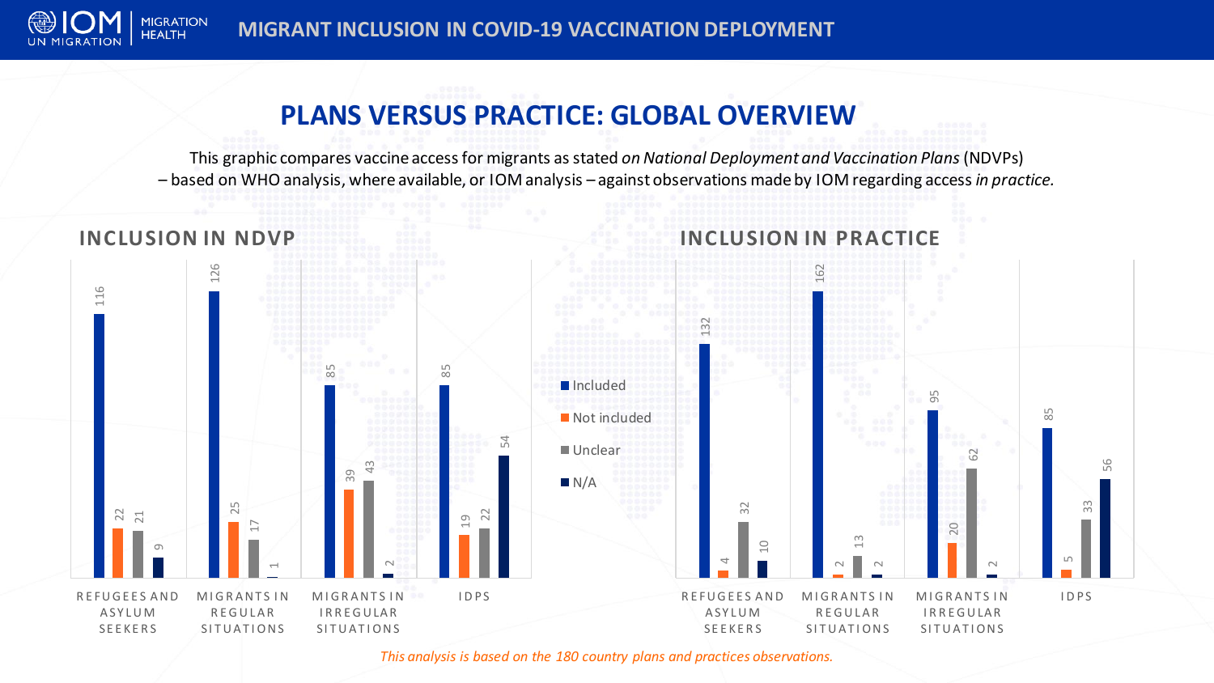# PLANS VERSUS PRACTICE: GLOBAL OVERVIEW

This graphic compares vaccine access for migrants as stated *on National Deployment and Vaccination Plans* (NDVPs) – based on WHO analysis, where available, or IOM analysis – against observations made by IOM regarding access *in practice.*

## INCLUSION IN NDVP

116
22
21
9
REFUGEES AND ASYLUM SEEKERS

126
25
17
1
MIGRANTS IN REGULAR SITUATIONS

85
39
43
2
MIGRANTS IN IRREGULAR SITUATIONS

85
19
22
54
IDPS

Included
Not included
Unclear
N/A

## INCLUSION IN PRACTICE

132
4
32
10
REFUGEES AND ASYLUM SEEKERS

162
2
13
2
MIGRANTS IN REGULAR SITUATIONS

95
20
62
2
MIGRANTS IN IRREGULAR SITUATIONS

85
5
33
56
IDPS

*This analysis is based on the 180 country plans and practices observations.*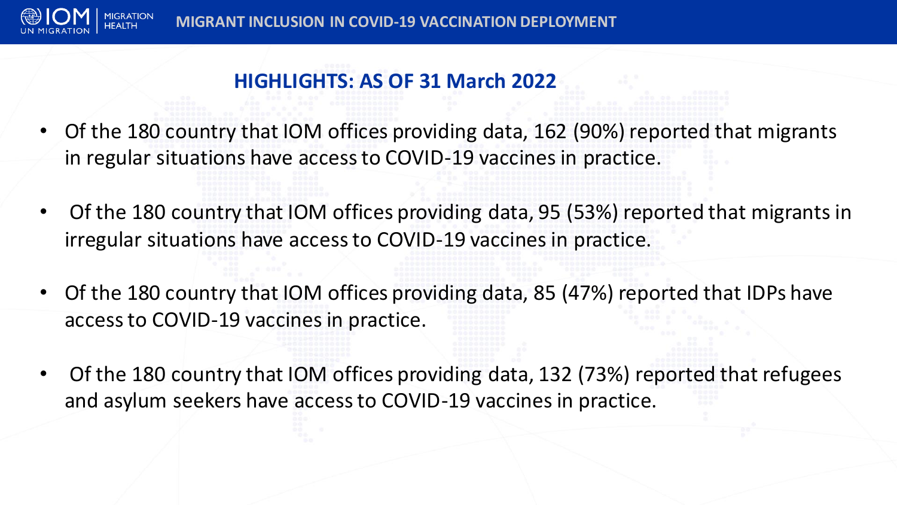## HIGHLIGHTS: AS OF 31 March 2022

- Of the 180 country that IOM offices providing data, 162 (90%) reported that migrants in regular situations have access to COVID-19 vaccines in practice.
- Of the 180 country that IOM offices providing data, 95 (53%) reported that migrants in irregular situations have access to COVID-19 vaccines in practice.
- Of the 180 country that IOM offices providing data, 85 (47%) reported that IDPs have access to COVID-19 vaccines in practice.
- Of the 180 country that IOM offices providing data, 132 (73%) reported that refugees and asylum seekers have access to COVID-19 vaccines in practice.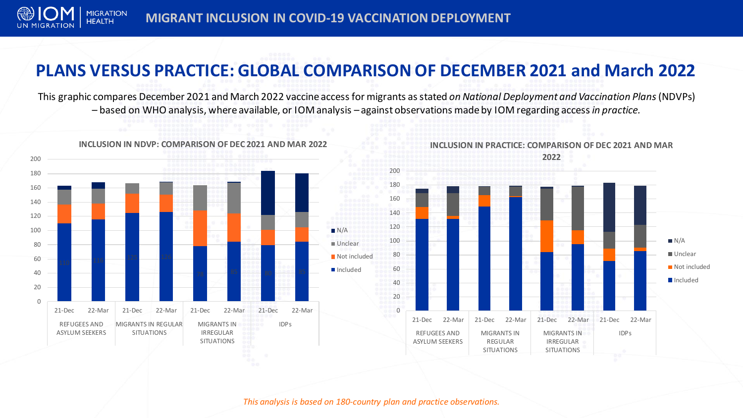## PLANS VERSUS PRACTICE: GLOBAL COMPARISON OF DECEMBER 2021 and March 2022

This graphic compares December 2021 and March 2022 vaccine access for migrants as stated *on National Deployment and Vaccination Plans* (NDVPs) – based on WHO analysis, where available, or IOM analysis – against observations made by IOM regarding access *in practice.*

INCLUSION IN NDVP: COMPARISON OF DEC 2021 AND MAR 2022

0
20
40
60
80
100
120
140
160
180
200

110
116
125
126
78
85
80
85

21-Dec
22-Mar
21-Dec
22-Mar
21-Dec
22-Mar
21-Dec
22-Mar

REFUGEES AND ASYLUM SEEKERS
MIGRANTS IN REGULAR SITUATIONS
MIGRANTS IN IRREGULAR SITUATIONS
IDPs

N/A
Unclear
Not included
Included

INCLUSION IN PRACTICE: COMPARISON OF DEC 2021 AND MAR 2022

0
20
40
60
80
100
120
140
160
180
200

21-Dec
22-Mar
21-Dec
22-Mar
21-Dec
22-Mar
21-Dec
22-Mar

REFUGEES AND ASYLUM SEEKERS
MIGRANTS IN REGULAR SITUATIONS
MIGRANTS IN IRREGULAR SITUATIONS
IDPs

N/A
Unclear
Not included
Included

*This analysis is based on 180-country plan and practice observations.*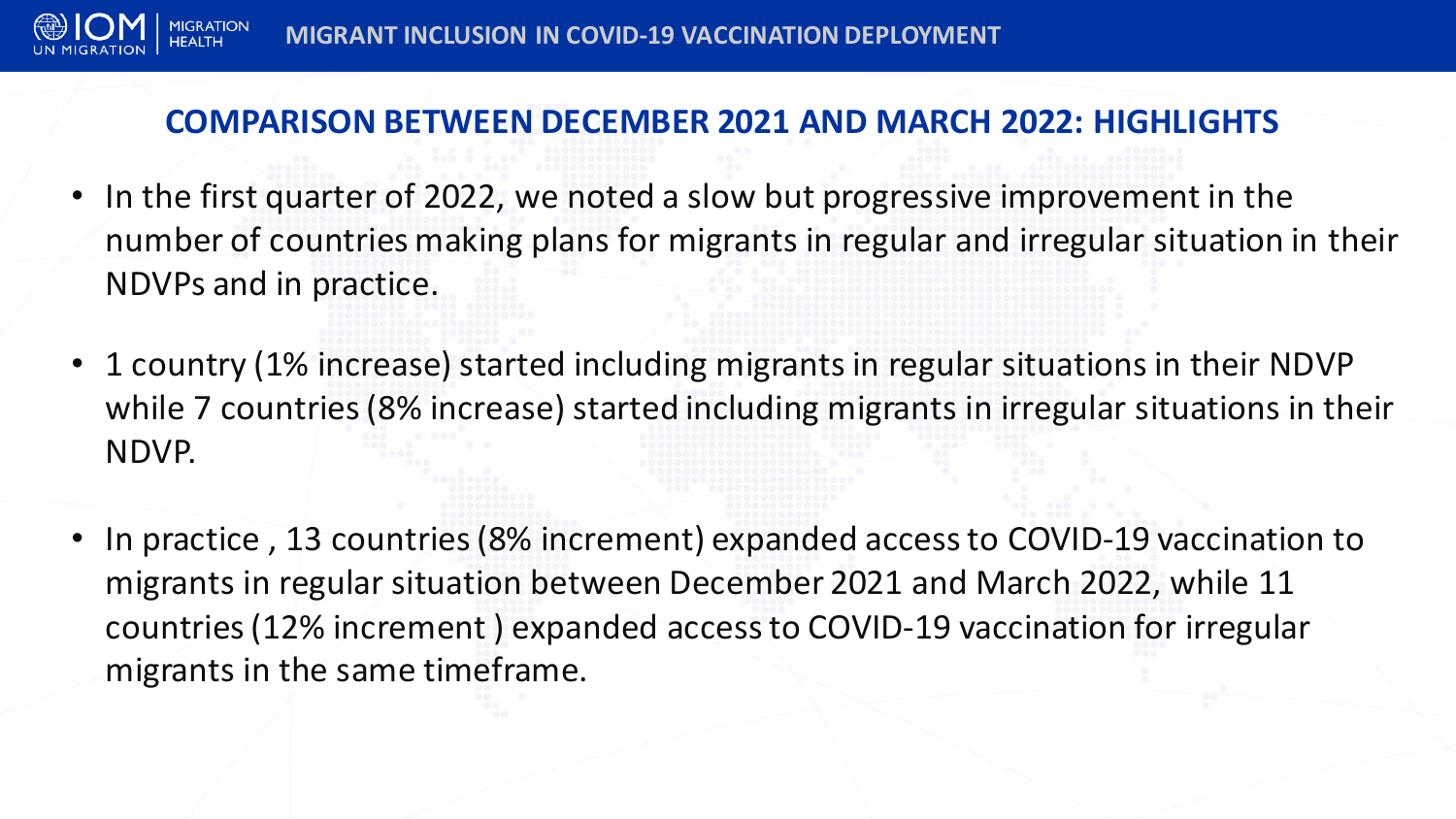## COMPARISON BETWEEN DECEMBER 2021 AND MARCH 2022: HIGHLIGHTS

- In the first quarter of 2022, we noted a slow but progressive improvement in the number of countries making plans for migrants in regular and irregular situation in their NDVPs and in practice.
- 1 country (1% increase) started including migrants in regular situations in their NDVP while 7 countries (8% increase) started including migrants in irregular situations in their NDVP.
- In practice , 13 countries (8% increment) expanded access to COVID-19 vaccination to migrants in regular situation between December 2021 and March 2022, while 11 countries (12% increment ) expanded access to COVID-19 vaccination for irregular migrants in the same timeframe.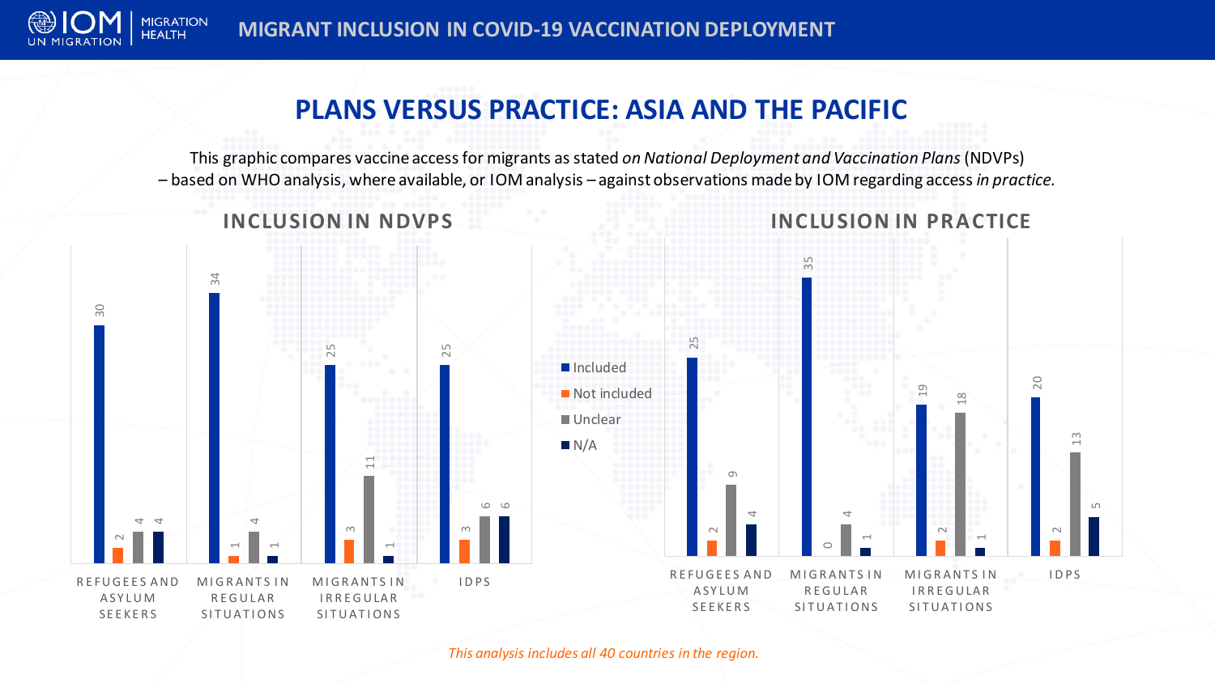## PLANS VERSUS PRACTICE: ASIA AND THE PACIFIC

This graphic compares vaccine access for migrants as stated *on National Deployment and Vaccination Plans* (NDVPs) – based on WHO analysis, where available, or IOM analysis – against observations made by IOM regarding access *in practice*.

### INCLUSION IN NDVPS

30
2
4
4
34
1
4
1
25
3
11
1
25
3
6
6

REFUGEES AND ASYLUM SEEKERS
MIGRANTS IN REGULAR SITUATIONS
MIGRANTS IN IRREGULAR SITUATIONS
IDPS

Included
Not included
Unclear
N/A

### INCLUSION IN PRACTICE

25
2
9
4
35
0
4
1
19
2
18
1
20
2
13
5

REFUGEES AND ASYLUM SEEKERS
MIGRANTS IN REGULAR SITUATIONS
MIGRANTS IN IRREGULAR SITUATIONS
IDPS

*This analysis includes all 40 countries in the region.*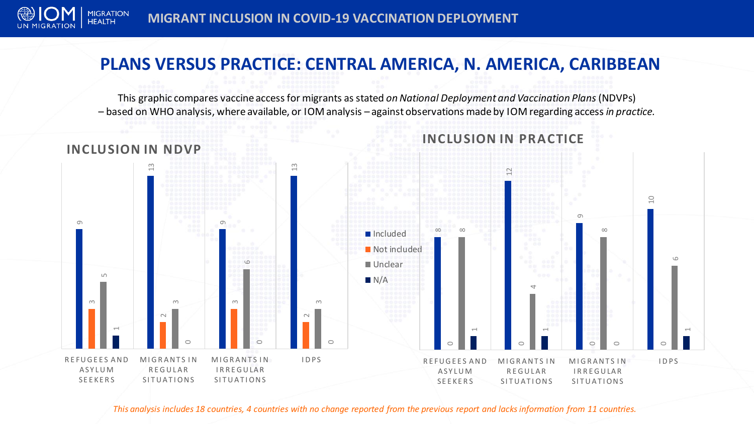# PLANS VERSUS PRACTICE: CENTRAL AMERICA, N. AMERICA, CARIBBEAN

This graphic compares vaccine access for migrants as stated *on National Deployment and Vaccination Plans* (NDVPs) – based on WHO analysis, where available, or IOM analysis – against observations made by IOM regarding access *in practice.*

## INCLUSION IN NDVP

9
3
5
1
13
2
3
0
9
3
6
0
13
2
3
0

REFUGEES AND ASYLUM SEEKERS
MIGRANTS IN REGULAR SITUATIONS
MIGRANTS IN IRREGULAR SITUATIONS
IDPS

Included
Not included
Unclear
N/A

## INCLUSION IN PRACTICE

8
0
8
1
12
0
4
1
9
0
8
0
10
0
6
1

REFUGEES AND ASYLUM SEEKERS
MIGRANTS IN REGULAR SITUATIONS
MIGRANTS IN IRREGULAR SITUATIONS
IDPS

*This analysis includes 18 countries, 4 countries with no change reported from the previous report and lacks information from 11 countries.*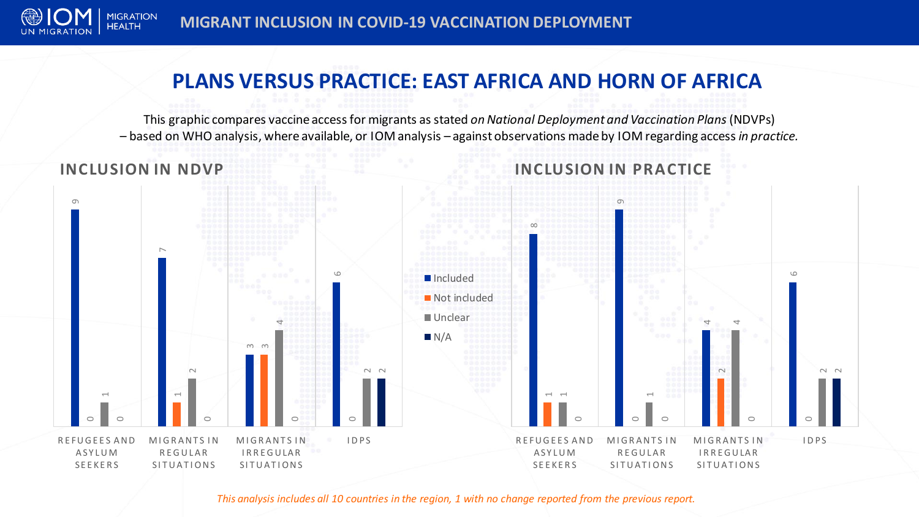# PLANS VERSUS PRACTICE: EAST AFRICA AND HORN OF AFRICA

This graphic compares vaccine access for migrants as stated *on National Deployment and Vaccination Plans* (NDVPs) – based on WHO analysis, where available, or IOM analysis – against observations made by IOM regarding access *in practice.*

## INCLUSION IN NDVP

9
0
1
0
7
1
2
0
3
3
4
0
6
0
2
2

REFUGEES AND ASYLUM SEEKERS
MIGRANTS IN REGULAR SITUATIONS
MIGRANTS IN IRREGULAR SITUATIONS
IDPS

Included
Not included
Unclear
N/A

## INCLUSION IN PRACTICE

8
1
1
0
9
0
1
0
4
2
4
0
6
0
2
2

REFUGEES AND ASYLUM SEEKERS
MIGRANTS IN REGULAR SITUATIONS
MIGRANTS IN IRREGULAR SITUATIONS
IDPS

*This analysis includes all 10 countries in the region, 1 with no change reported from the previous report.*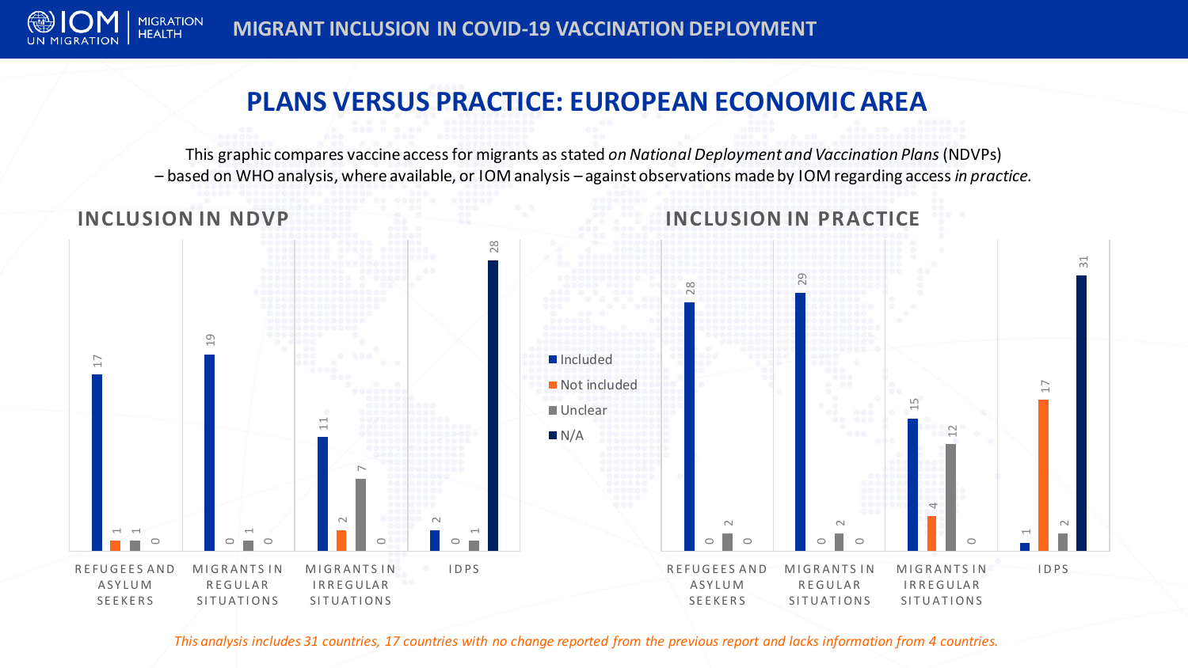## MIGRANT INCLUSION IN COVID-19 VACCINATION DEPLOYMENT

# PLANS VERSUS PRACTICE: EUROPEAN ECONOMIC AREA

This graphic compares vaccine access for migrants as stated *on National Deployment and Vaccination Plans* (NDVPs) – based on WHO analysis, where available, or IOM analysis – against observations made by IOM regarding access *in practice.*

### INCLUSION IN NDVP

17
1
1
0
19
0
1
0
11
2
7
0
2
0
1
28

REFUGEES AND ASYLUM SEEKERS
MIGRANTS IN REGULAR SITUATIONS
MIGRANTS IN IRREGULAR SITUATIONS
IDPS

Included
Not included
Unclear
N/A

### INCLUSION IN PRACTICE

28
0
2
0
29
0
2
0
15
4
12
0
1
17
2
31

REFUGEES AND ASYLUM SEEKERS
MIGRANTS IN REGULAR SITUATIONS
MIGRANTS IN IRREGULAR SITUATIONS
IDPS

*This analysis includes 31 countries, 17 countries with no change reported from the previous report and lacks information from 4 countries.*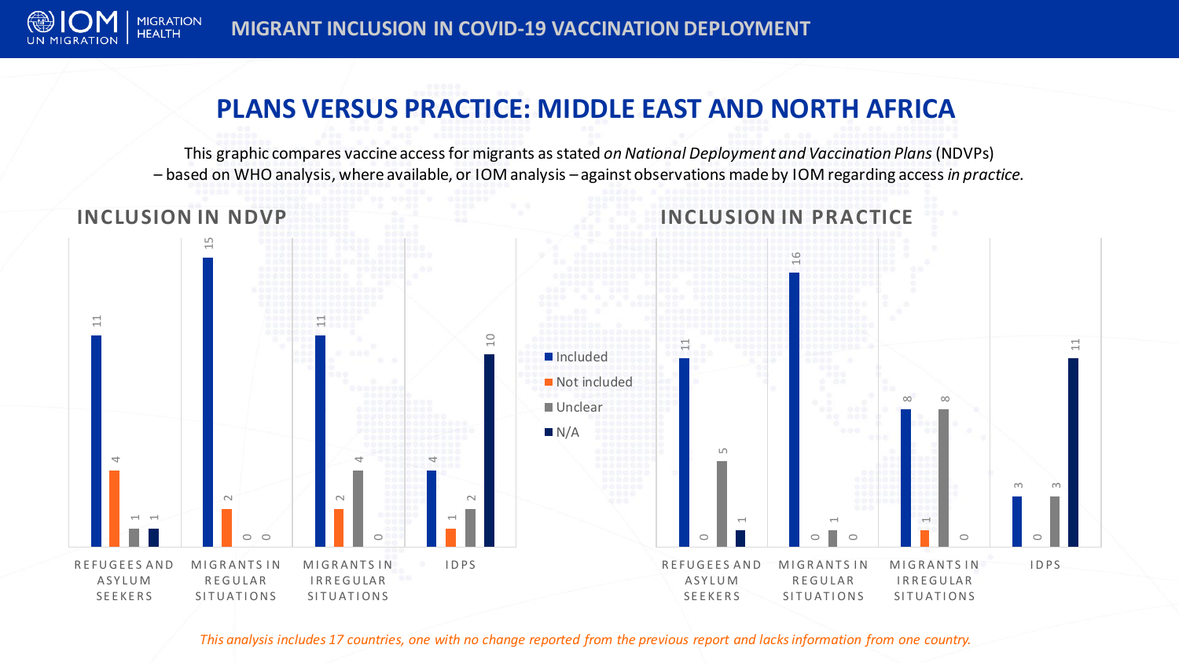## PLANS VERSUS PRACTICE: MIDDLE EAST AND NORTH AFRICA

This graphic compares vaccine access for migrants as stated *on National Deployment and Vaccination Plans* (NDVPs) – based on WHO analysis, where available, or IOM analysis – against observations made by IOM regarding access *in practice.*

### INCLUSION IN NDVP

11
4
1
1
15
2
0
0
11
2
4
0
4
1
2
10

REFUGEES AND ASYLUM SEEKERS
MIGRANTS IN REGULAR SITUATIONS
MIGRANTS IN IRREGULAR SITUATIONS
IDPS

Included
Not included
Unclear
N/A

### INCLUSION IN PRACTICE

11
0
5
1
16
0
1
0
8
1
8
0
3
0
3
11

REFUGEES AND ASYLUM SEEKERS
MIGRANTS IN REGULAR SITUATIONS
MIGRANTS IN IRREGULAR SITUATIONS
IDPS

*This analysis includes 17 countries, one with no change reported from the previous report and lacks information from one country.*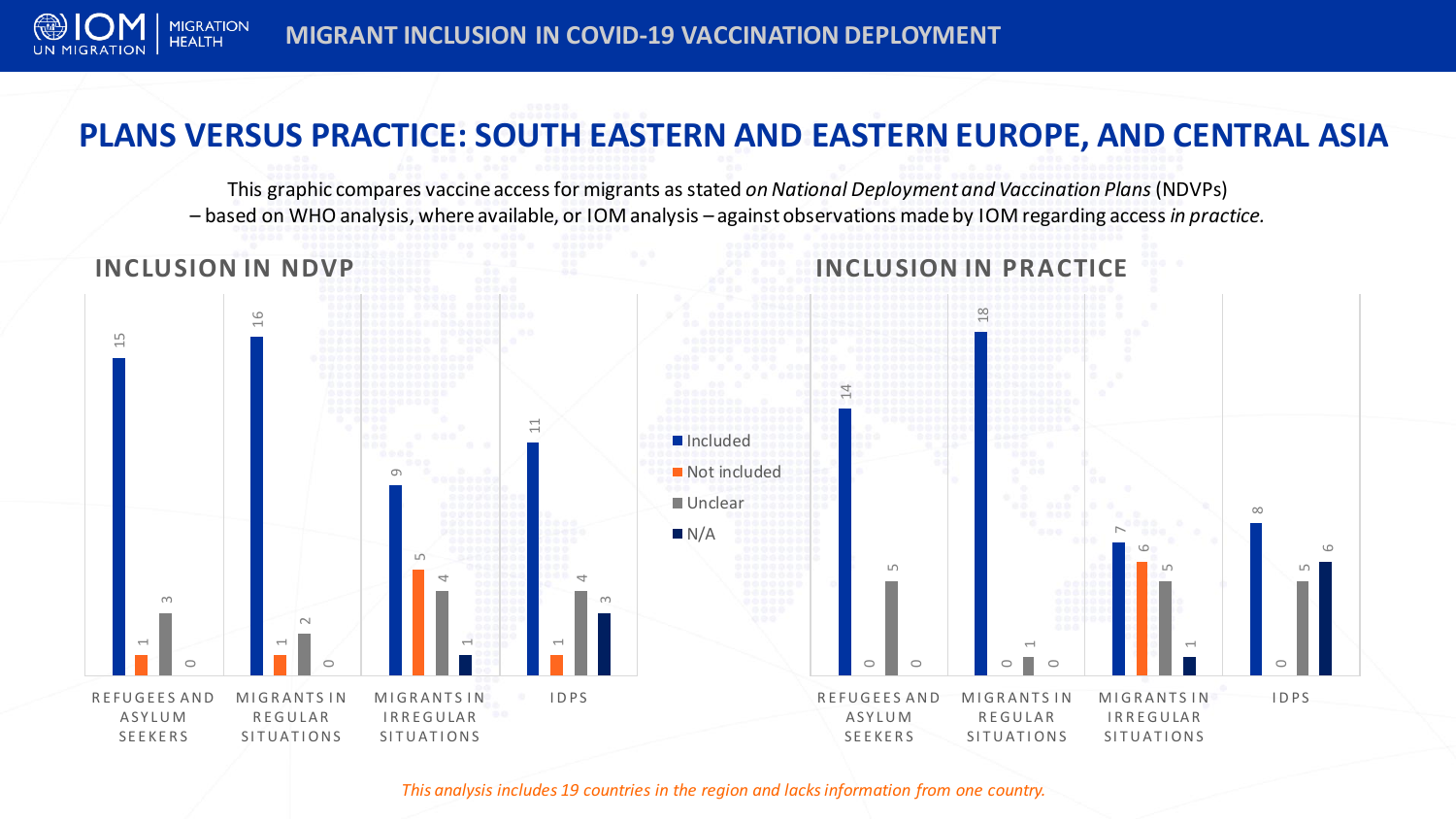MIGRANT INCLUSION IN COVID-19 VACCINATION DEPLOYMENT

# PLANS VERSUS PRACTICE: SOUTH EASTERN AND EASTERN EUROPE, AND CENTRAL ASIA

This graphic compares vaccine access for migrants as stated *on National Deployment and Vaccination Plans* (NDVPs) – based on WHO analysis, where available, or IOM analysis – against observations made by IOM regarding access *in practice.*

## INCLUSION IN NDVP

15
1
3
0
16
1
2
0
9
5
4
1
11
1
4
3

REFUGEES AND ASYLUM SEEKERS
MIGRANTS IN REGULAR SITUATIONS
MIGRANTS IN IRREGULAR SITUATIONS
IDPS

Included
Not included
Unclear
N/A

## INCLUSION IN PRACTICE

14
0
5
0
18
0
1
0
7
6
5
1
8
0
5
6

REFUGEES AND ASYLUM SEEKERS
MIGRANTS IN REGULAR SITUATIONS
MIGRANTS IN IRREGULAR SITUATIONS
IDPS

*This analysis includes 19 countries in the region and lacks information from one country.*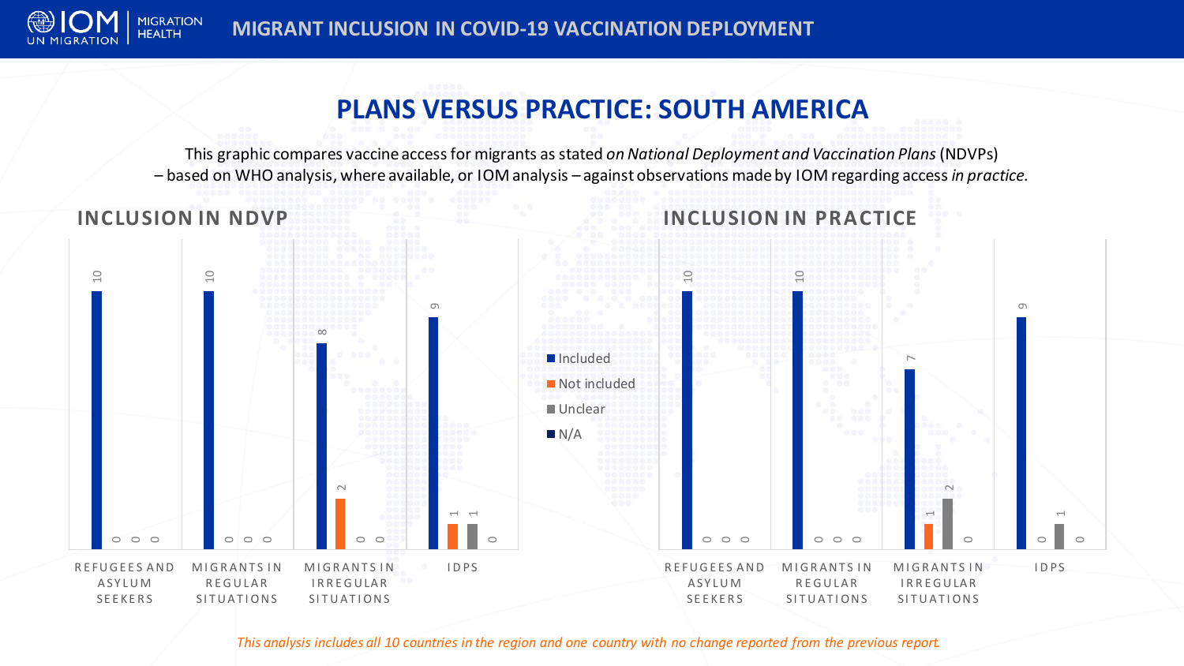# PLANS VERSUS PRACTICE: SOUTH AMERICA

This graphic compares vaccine access for migrants as stated *on National Deployment and Vaccination Plans* (NDVPs) – based on WHO analysis, where available, or IOM analysis – against observations made by IOM regarding access *in practice.*

## INCLUSION IN NDVP

10
0 0 0
10
0 0 0
8
2
0 0
9
1 1
0

REFUGEES AND ASYLUM SEEKERS
MIGRANTS IN REGULAR SITUATIONS
MIGRANTS IN IRREGULAR SITUATIONS
IDPS

Included
Not included
Unclear
N/A

## INCLUSION IN PRACTICE

10
0 0 0
10
0 0 0
7
1
2
0
9
0
1
0

REFUGEES AND ASYLUM SEEKERS
MIGRANTS IN REGULAR SITUATIONS
MIGRANTS IN IRREGULAR SITUATIONS
IDPS

*This analysis includes all 10 countries in the region and one country with no change reported from the previous report.*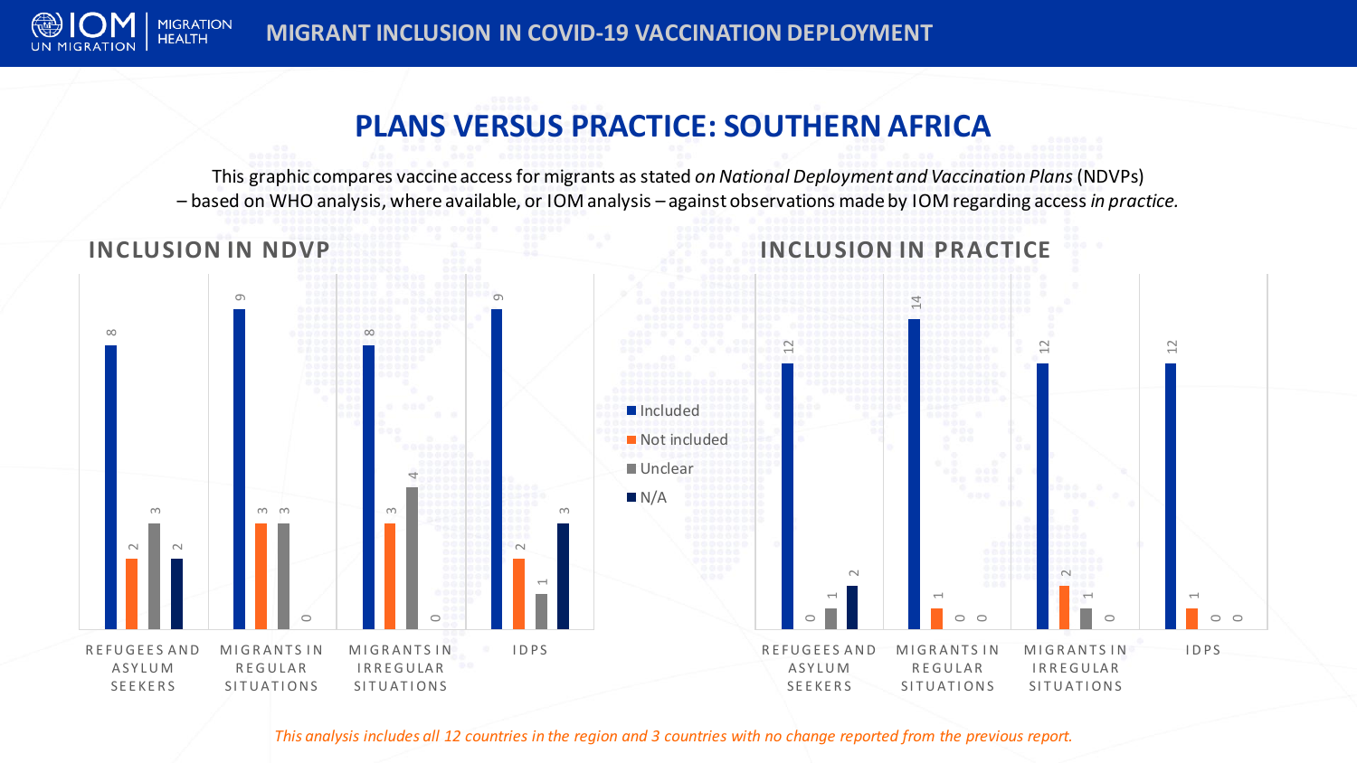# PLANS VERSUS PRACTICE: SOUTHERN AFRICA

This graphic compares vaccine access for migrants as stated *on National Deployment and Vaccination Plans* (NDVPs) – based on WHO analysis, where available, or IOM analysis – against observations made by IOM regarding access *in practice.*

## INCLUSION IN NDVP

8 2 3 2
9 3 3 0
8 3 4 0
9 2 1 3

REFUGEES AND ASYLUM SEEKERS
MIGRANTS IN REGULAR SITUATIONS
MIGRANTS IN IRREGULAR SITUATIONS
IDPS

Included
Not included
Unclear
N/A

## INCLUSION IN PRACTICE

12 0 1 2
14 1 0 0
12 2 1 0
12 1 0 0

REFUGEES AND ASYLUM SEEKERS
MIGRANTS IN REGULAR SITUATIONS
MIGRANTS IN IRREGULAR SITUATIONS
IDPS

*This analysis includes all 12 countries in the region and 3 countries with no change reported from the previous report.*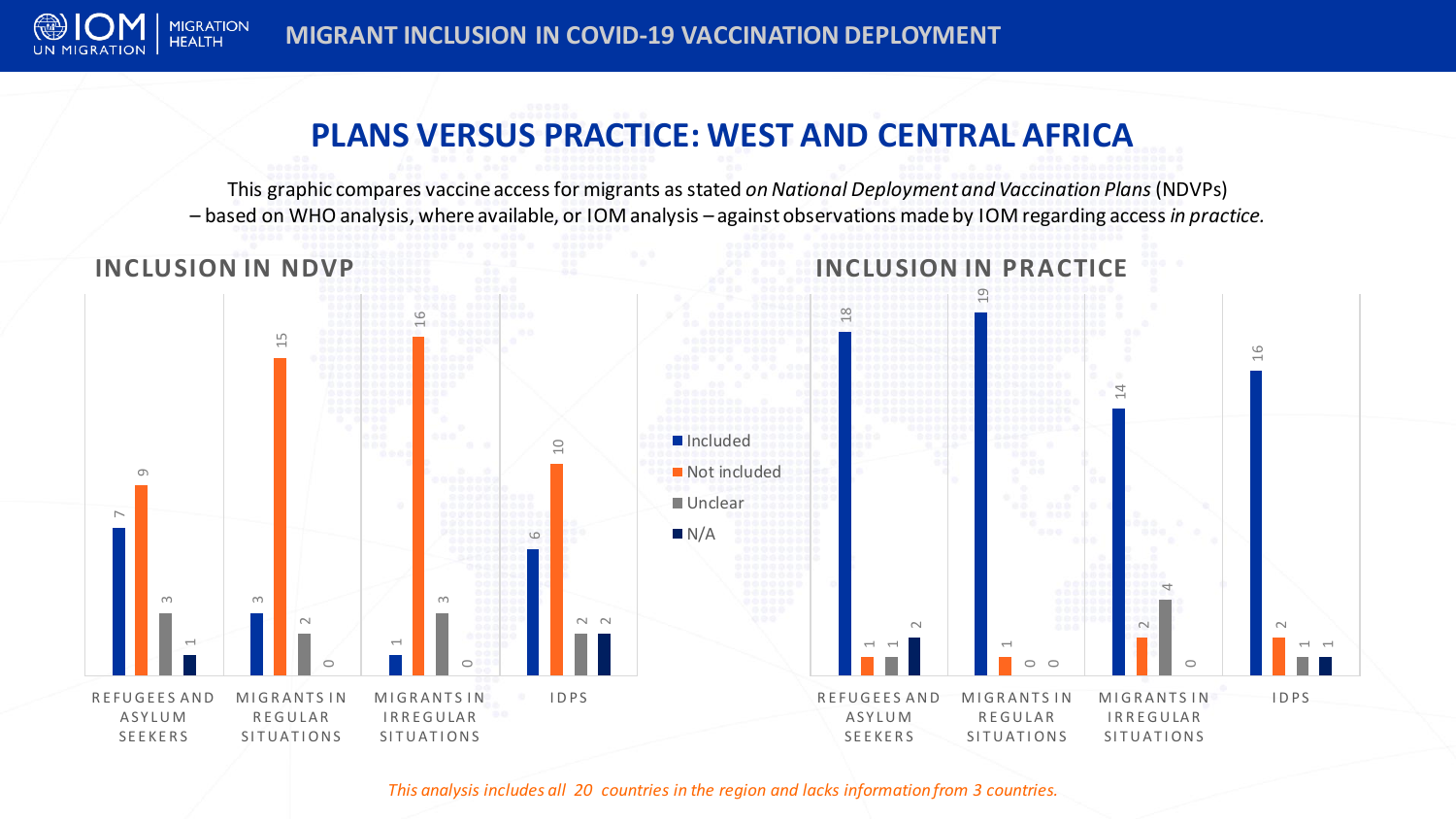MIGRANT INCLUSION IN COVID-19 VACCINATION DEPLOYMENT

# PLANS VERSUS PRACTICE: WEST AND CENTRAL AFRICA

This graphic compares vaccine access for migrants as stated *on National Deployment and Vaccination Plans* (NDVPs) – based on WHO analysis, where available, or IOM analysis – against observations made by IOM regarding access *in practice.*

## INCLUSION IN NDVP

REFUGEES AND ASYLUM SEEKERS: 7, 9, 3, 1

MIGRANTS IN REGULAR SITUATIONS: 3, 15, 2, 0

MIGRANTS IN IRREGULAR SITUATIONS: 1, 16, 3, 0

IDPS: 6, 10, 2, 2

Included

Not included

Unclear

N/A

## INCLUSION IN PRACTICE

REFUGEES AND ASYLUM SEEKERS: 18, 1, 1, 2

MIGRANTS IN REGULAR SITUATIONS: 19, 1, 0, 0

MIGRANTS IN IRREGULAR SITUATIONS: 14, 2, 4, 0

IDPS: 16, 2, 1, 1

*This analysis includes all 20 countries in the region and lacks information from 3 countries.*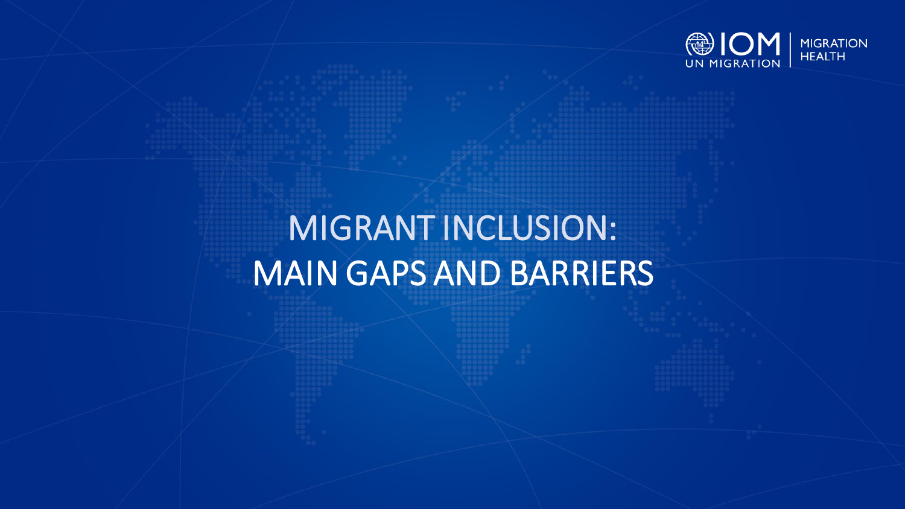# MIGRANT INCLUSION: MAIN GAPS AND BARRIERS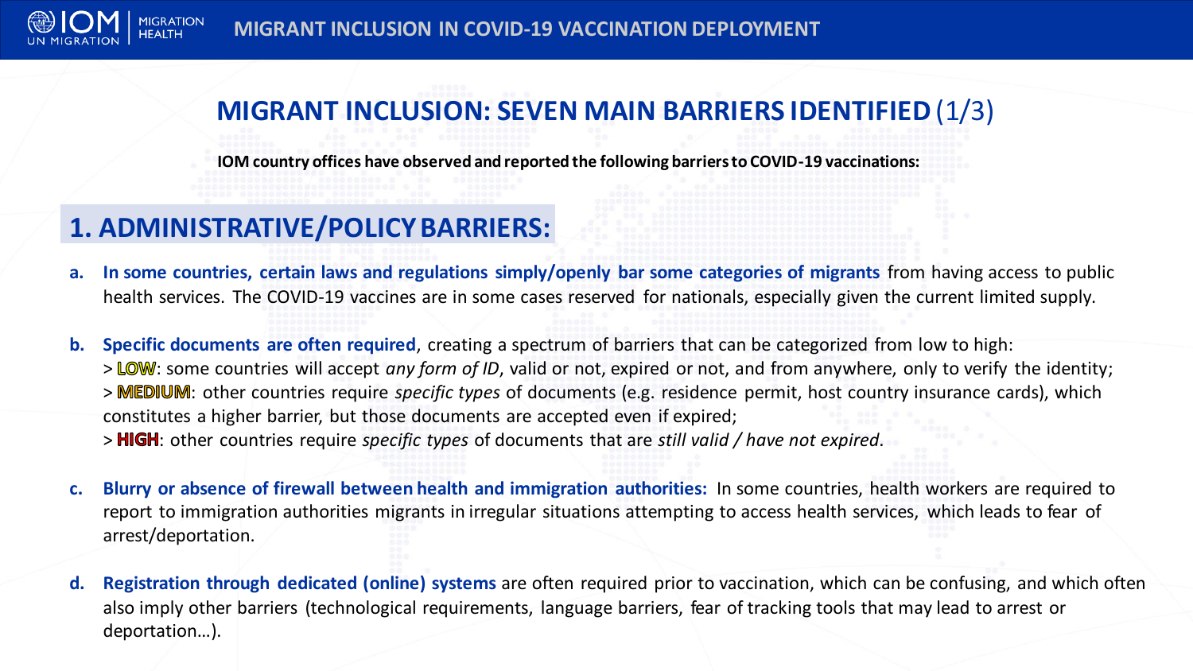# MIGRANT INCLUSION: SEVEN MAIN BARRIERS IDENTIFIED (1/3)

**IOM country offices have observed and reported the following barriers to COVID-19 vaccinations:**

## 1. ADMINISTRATIVE/POLICY BARRIERS:

a. **In some countries, certain laws and regulations simply/openly bar some categories of migrants** from having access to public health services. The COVID-19 vaccines are in some cases reserved for nationals, especially given the current limited supply.

b. **Specific documents are often required**, creating a spectrum of barriers that can be categorized from low to high:
> **LOW**: some countries will accept *any form of ID*, valid or not, expired or not, and from anywhere, only to verify the identity;
> **MEDIUM**: other countries require *specific types* of documents (e.g. residence permit, host country insurance cards), which constitutes a higher barrier, but those documents are accepted even if expired;
> **HIGH**: other countries require *specific types* of documents that are *still valid / have not expired*.

c. **Blurry or absence of firewall between health and immigration authorities:** In some countries, health workers are required to report to immigration authorities migrants in irregular situations attempting to access health services, which leads to fear of arrest/deportation.

d. **Registration through dedicated (online) systems** are often required prior to vaccination, which can be confusing, and which often also imply other barriers (technological requirements, language barriers, fear of tracking tools that may lead to arrest or deportation…).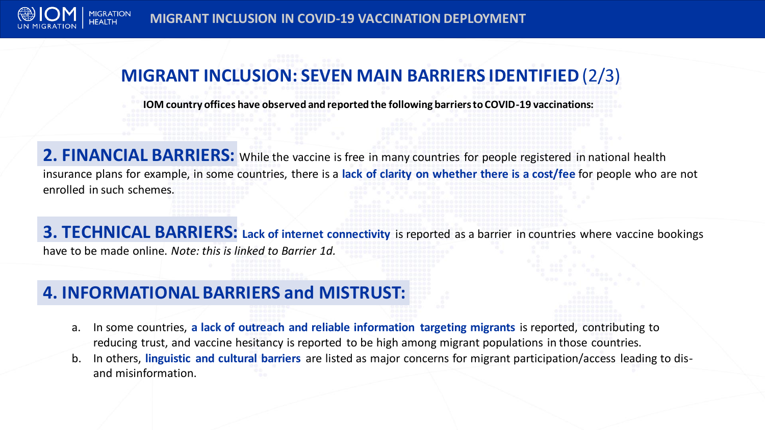## MIGRANT INCLUSION: SEVEN MAIN BARRIERS IDENTIFIED (2/3)

**IOM country offices have observed and reported the following barriers to COVID-19 vaccinations:**

**2. FINANCIAL BARRIERS:** While the vaccine is free in many countries for people registered in national health insurance plans for example, in some countries, there is a **lack of clarity on whether there is a cost/fee** for people who are not enrolled in such schemes.

**3. TECHNICAL BARRIERS:** **Lack of internet connectivity** is reported as a barrier in countries where vaccine bookings have to be made online. *Note: this is linked to Barrier 1d.*

**4. INFORMATIONAL BARRIERS and MISTRUST:**

a. In some countries, **a lack of outreach and reliable information targeting migrants** is reported, contributing to reducing trust, and vaccine hesitancy is reported to be high among migrant populations in those countries.

b. In others, **linguistic and cultural barriers** are listed as major concerns for migrant participation/access leading to dis- and misinformation.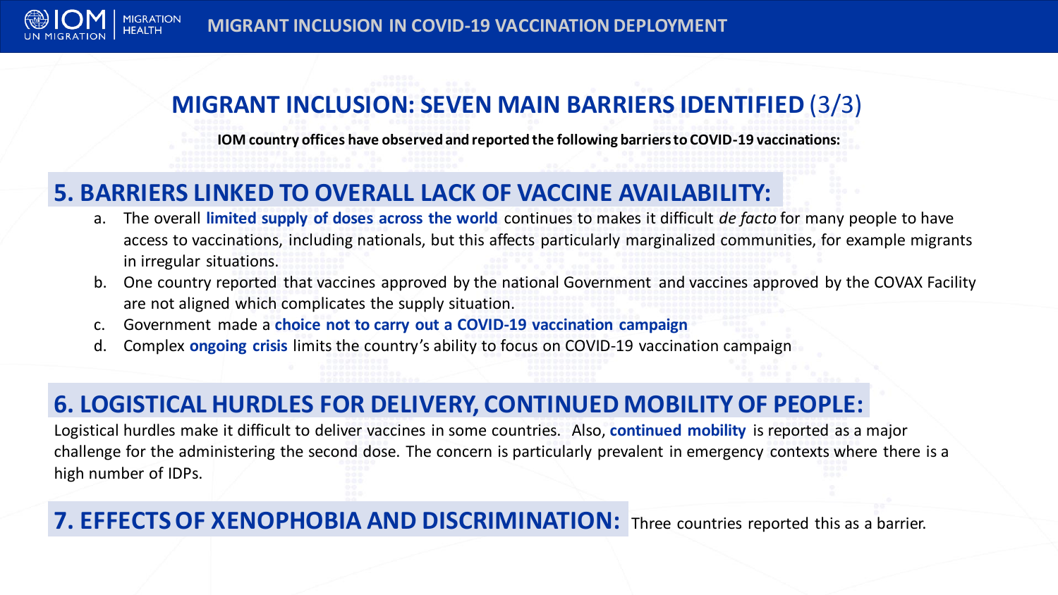## MIGRANT INCLUSION: SEVEN MAIN BARRIERS IDENTIFIED (3/3)

**IOM country offices have observed and reported the following barriers to COVID-19 vaccinations:**

### 5. BARRIERS LINKED TO OVERALL LACK OF VACCINE AVAILABILITY:

a. The overall **limited supply of doses across the world** continues to makes it difficult *de facto* for many people to have access to vaccinations, including nationals, but this affects particularly marginalized communities, for example migrants in irregular situations.
b. One country reported that vaccines approved by the national Government and vaccines approved by the COVAX Facility are not aligned which complicates the supply situation.
c. Government made a **choice not to carry out a COVID-19 vaccination campaign**
d. Complex **ongoing crisis** limits the country's ability to focus on COVID-19 vaccination campaign

### 6. LOGISTICAL HURDLES FOR DELIVERY, CONTINUED MOBILITY OF PEOPLE:

Logistical hurdles make it difficult to deliver vaccines in some countries. Also, **continued mobility** is reported as a major challenge for the administering the second dose. The concern is particularly prevalent in emergency contexts where there is a high number of IDPs.

### 7. EFFECTS OF XENOPHOBIA AND DISCRIMINATION:

Three countries reported this as a barrier.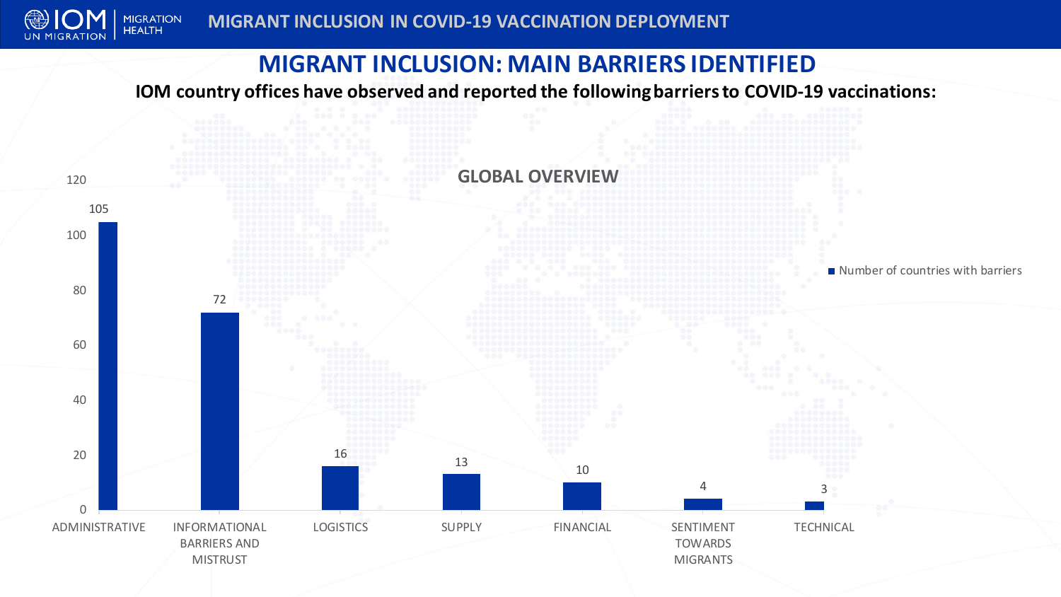# MIGRANT INCLUSION: MAIN BARRIERS IDENTIFIED

**IOM country offices have observed and reported the following barriers to COVID-19 vaccinations:**

GLOBAL OVERVIEW

120
100
80
60
40
20
0

Number of countries with barriers

105
ADMINISTRATIVE

72
INFORMATIONAL BARRIERS AND MISTRUST

16
LOGISTICS

13
SUPPLY

10
FINANCIAL

4
SENTIMENT TOWARDS MIGRANTS

3
TECHNICAL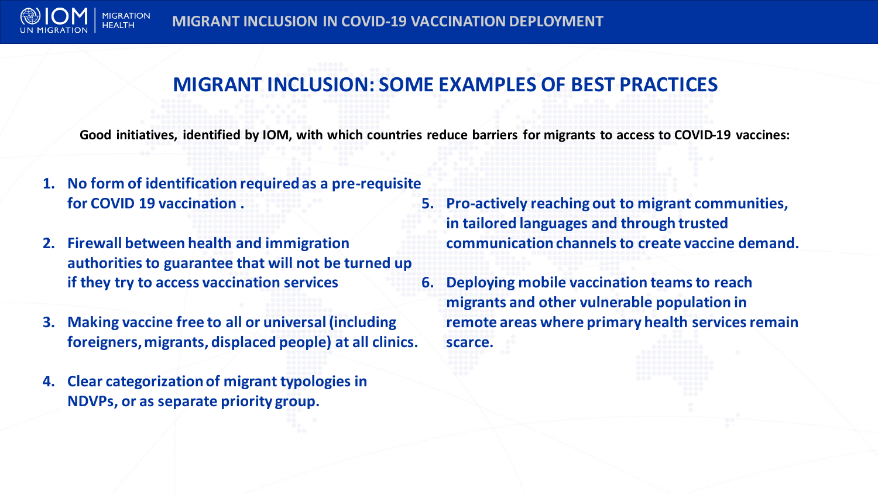## MIGRANT INCLUSION: SOME EXAMPLES OF BEST PRACTICES

**Good initiatives, identified by IOM, with which countries reduce barriers for migrants to access to COVID-19 vaccines:**

1. **No form of identification required as a pre-requisite for COVID 19 vaccination .**
2. **Firewall between health and immigration authorities to guarantee that will not be turned up if they try to access vaccination services**
3. **Making vaccine free to all or universal (including foreigners, migrants, displaced people) at all clinics.**
4. **Clear categorization of migrant typologies in NDVPs, or as separate priority group.**
5. **Pro-actively reaching out to migrant communities, in tailored languages and through trusted communication channels to create vaccine demand.**
6. **Deploying mobile vaccination teams to reach migrants and other vulnerable population in remote areas where primary health services remain scarce.**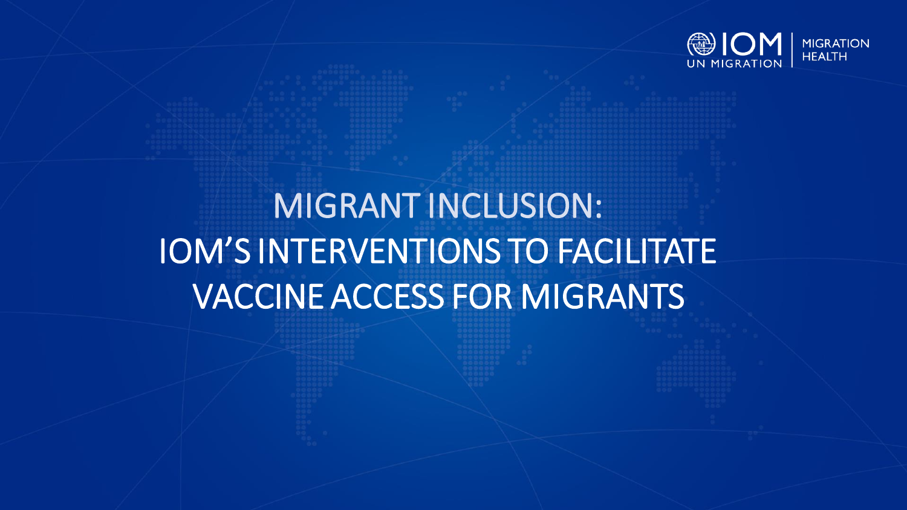IOM UN MIGRATION | MIGRATION HEALTH

# MIGRANT INCLUSION: IOM'S INTERVENTIONS TO FACILITATE VACCINE ACCESS FOR MIGRANTS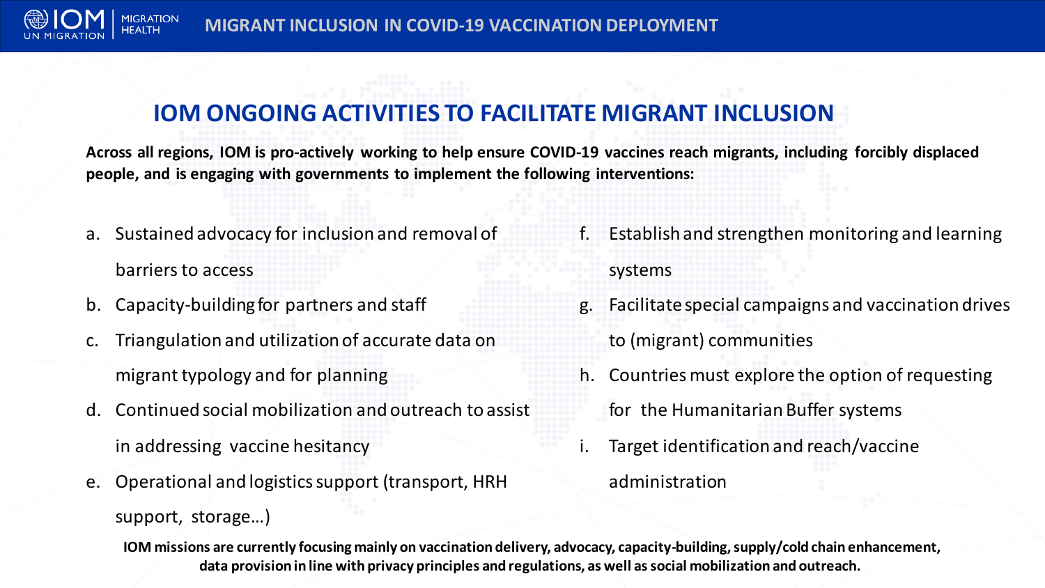# IOM ONGOING ACTIVITIES TO FACILITATE MIGRANT INCLUSION

**Across all regions, IOM is pro-actively working to help ensure COVID-19 vaccines reach migrants, including forcibly displaced people, and is engaging with governments to implement the following interventions:**

a. Sustained advocacy for inclusion and removal of barriers to access
b. Capacity-building for partners and staff
c. Triangulation and utilization of accurate data on migrant typology and for planning
d. Continued social mobilization and outreach to assist in addressing vaccine hesitancy
e. Operational and logistics support (transport, HRH support, storage…)
f. Establish and strengthen monitoring and learning systems
g. Facilitate special campaigns and vaccination drives to (migrant) communities
h. Countries must explore the option of requesting for the Humanitarian Buffer systems
i. Target identification and reach/vaccine administration

**IOM missions are currently focusing mainly on vaccination delivery, advocacy, capacity-building, supply/cold chain enhancement, data provision in line with privacy principles and regulations, as well as social mobilization and outreach.**